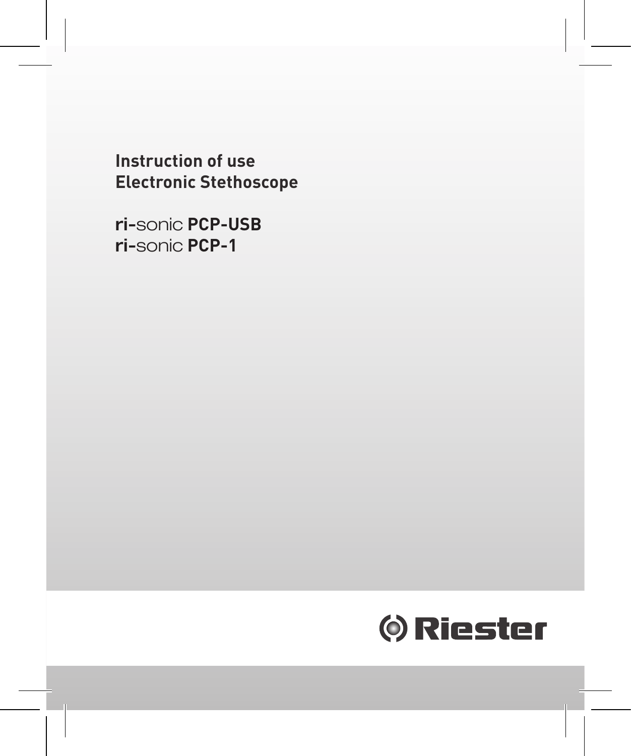# Instruction of use
# Electronic Stethoscope

**ri-**sonic **PCP-USB**
**ri-**sonic **PCP-1**

Riester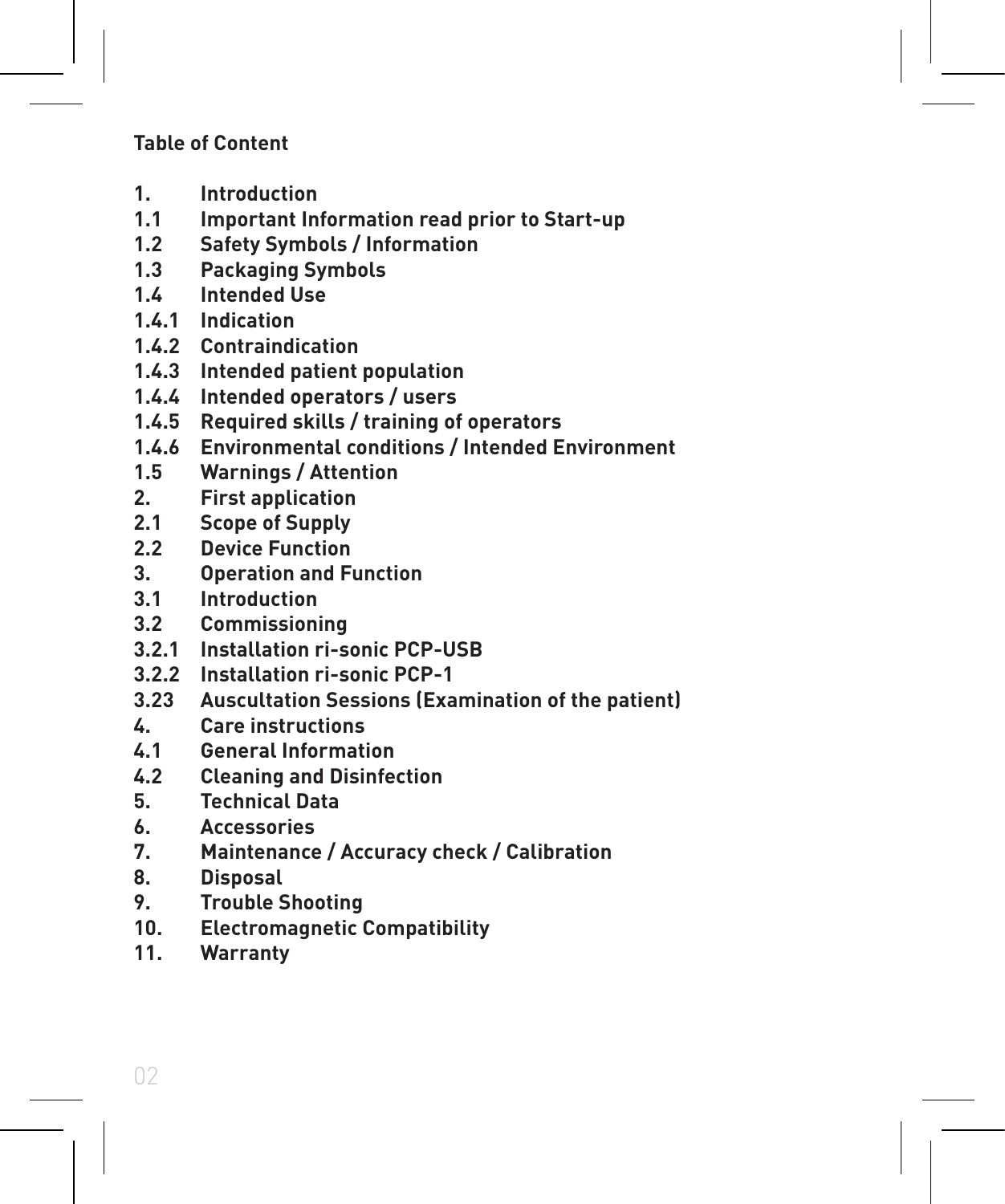## Table of Content

1. Introduction
1.1 Important Information read prior to Start-up
1.2 Safety Symbols / Information
1.3 Packaging Symbols
1.4 Intended Use
1.4.1 Indication
1.4.2 Contraindication
1.4.3 Intended patient population
1.4.4 Intended operators / users
1.4.5 Required skills / training of operators
1.4.6 Environmental conditions / Intended Environment
1.5 Warnings / Attention
2. First application
2.1 Scope of Supply
2.2 Device Function
3. Operation and Function
3.1 Introduction
3.2 Commissioning
3.2.1 Installation ri-sonic PCP-USB
3.2.2 Installation ri-sonic PCP-1
3.23 Auscultation Sessions (Examination of the patient)
4. Care instructions
4.1 General Information
4.2 Cleaning and Disinfection
5. Technical Data
6. Accessories
7. Maintenance / Accuracy check / Calibration
8. Disposal
9. Trouble Shooting
10. Electromagnetic Compatibility
11. Warranty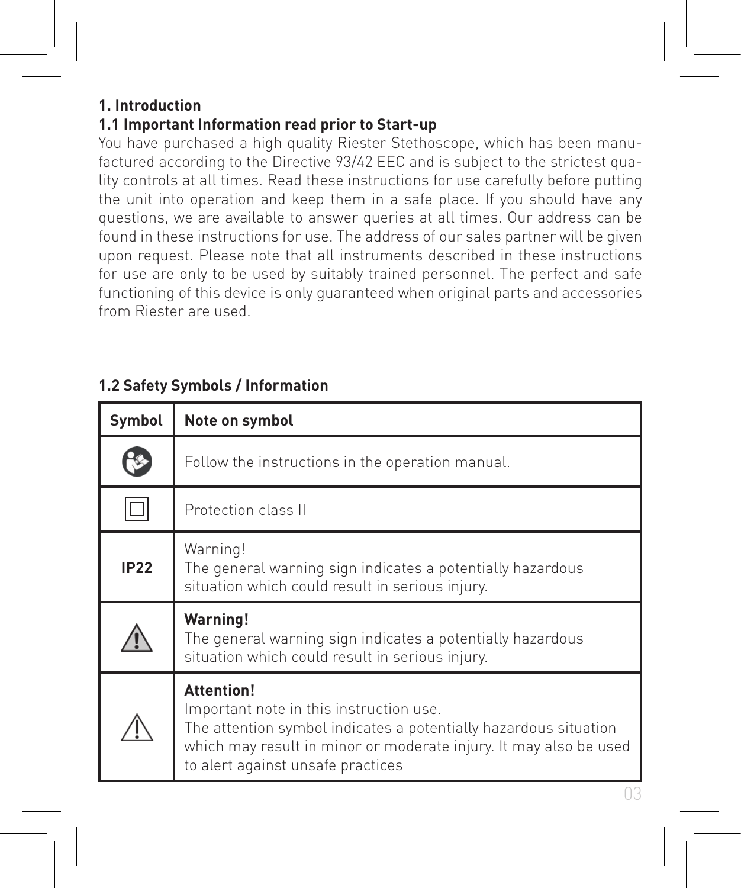# 1. Introduction

## 1.1 Important Information read prior to Start-up

You have purchased a high quality Riester Stethoscope, which has been manufactured according to the Directive 93/42 EEC and is subject to the strictest quality controls at all times. Read these instructions for use carefully before putting the unit into operation and keep them in a safe place. If you should have any questions, we are available to answer queries at all times. Our address can be found in these instructions for use. The address of our sales partner will be given upon request. Please note that all instruments described in these instructions for use are only to be used by suitably trained personnel. The perfect and safe functioning of this device is only guaranteed when original parts and accessories from Riester are used.

## 1.2 Safety Symbols / Information

| Symbol | Note on symbol |
|---|---|
| | Follow the instructions in the operation manual. |
| | Protection class II |
| **IP22** | Warning!<br>The general warning sign indicates a potentially hazardous situation which could result in serious injury. |
| | **Warning!**<br>The general warning sign indicates a potentially hazardous situation which could result in serious injury. |
| | **Attention!**<br>Important note in this instruction use.<br>The attention symbol indicates a potentially hazardous situation which may result in minor or moderate injury. It may also be used to alert against unsafe practices |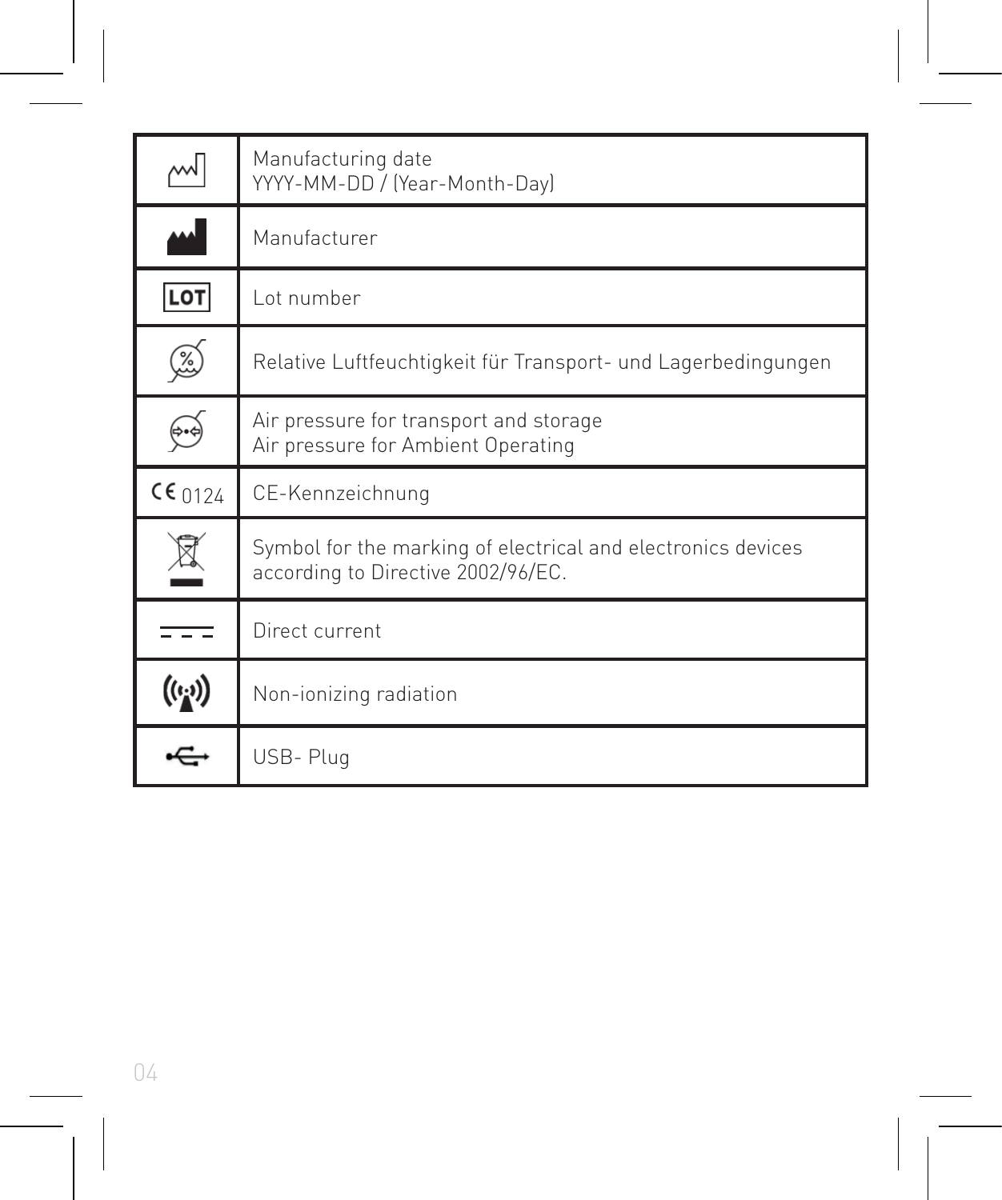| | |
|---|---|
| | Manufacturing date<br>YYYY-MM-DD / (Year-Month-Day) |
| | Manufacturer |
| LOT | Lot number |
| | Relative Luftfeuchtigkeit für Transport- und Lagerbedingungen |
| | Air pressure for transport and storage<br>Air pressure for Ambient Operating |
| CE 0124 | CE-Kennzeichnung |
| | Symbol for the marking of electrical and electronics devices according to Directive 2002/96/EC. |
| | Direct current |
| | Non-ionizing radiation |
| | USB- Plug |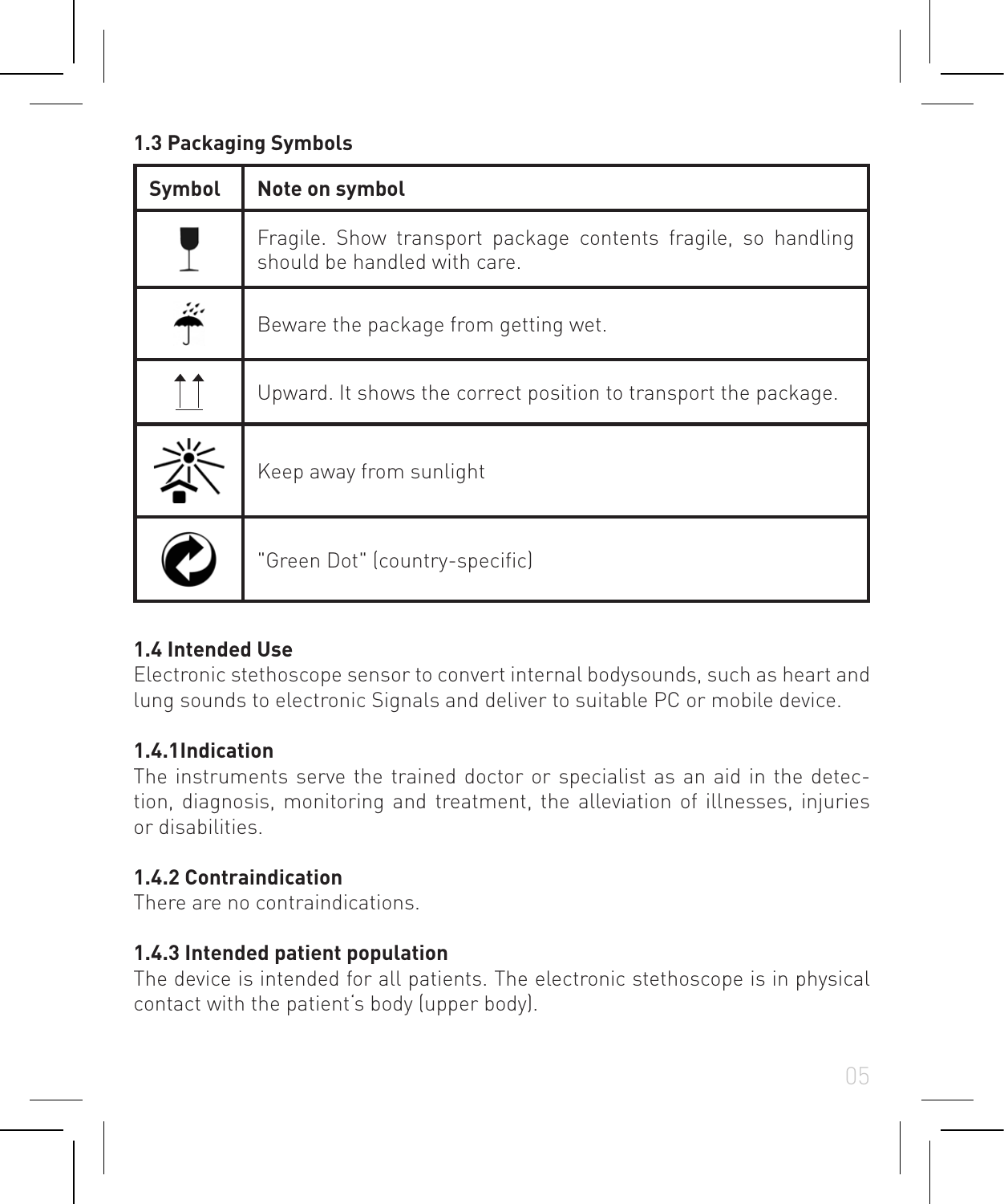### 1.3 Packaging Symbols

| Symbol | Note on symbol |
|---|---|
| | Fragile. Show transport package contents fragile, so handling should be handled with care. |
| | Beware the package from getting wet. |
| | Upward. It shows the correct position to transport the package. |
| | Keep away from sunlight |
| | "Green Dot" (country-specific) |

### 1.4 Intended Use

Electronic stethoscope sensor to convert internal bodysounds, such as heart and lung sounds to electronic Signals and deliver to suitable PC or mobile device.

#### 1.4.1Indication

The instruments serve the trained doctor or specialist as an aid in the detection, diagnosis, monitoring and treatment, the alleviation of illnesses, injuries or disabilities.

#### 1.4.2 Contraindication

There are no contraindications.

#### 1.4.3 Intended patient population

The device is intended for all patients. The electronic stethoscope is in physical contact with the patient´s body (upper body).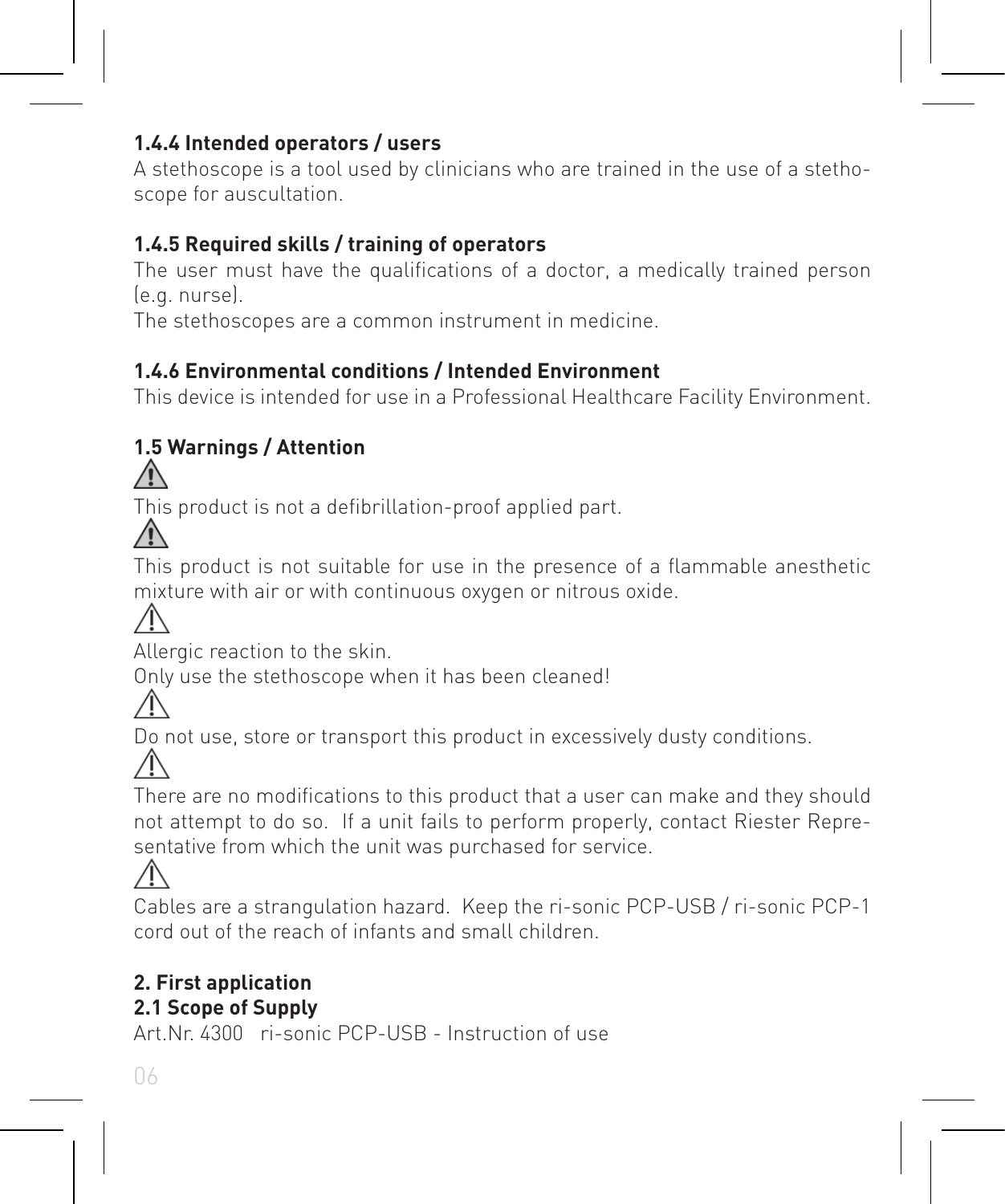#### 1.4.4 Intended operators / users

A stethoscope is a tool used by clinicians who are trained in the use of a stethoscope for auscultation.

#### 1.4.5 Required skills / training of operators

The user must have the qualifications of a doctor, a medically trained person (e.g. nurse).
The stethoscopes are a common instrument in medicine.

#### 1.4.6 Environmental conditions / Intended Environment

This device is intended for use in a Professional Healthcare Facility Environment.

### 1.5 Warnings / Attention

⚠ This product is not a defibrillation-proof applied part.

⚠ This product is not suitable for use in the presence of a flammable anesthetic mixture with air or with continuous oxygen or nitrous oxide.

⚠ Allergic reaction to the skin.
Only use the stethoscope when it has been cleaned!

⚠ Do not use, store or transport this product in excessively dusty conditions.

⚠ There are no modifications to this product that a user can make and they should not attempt to do so. If a unit fails to perform properly, contact Riester Representative from which the unit was purchased for service.

⚠ Cables are a strangulation hazard. Keep the ri-sonic PCP-USB / ri-sonic PCP-1 cord out of the reach of infants and small children.

## 2. First application

### 2.1 Scope of Supply

Art.Nr. 4300 ri-sonic PCP-USB - Instruction of use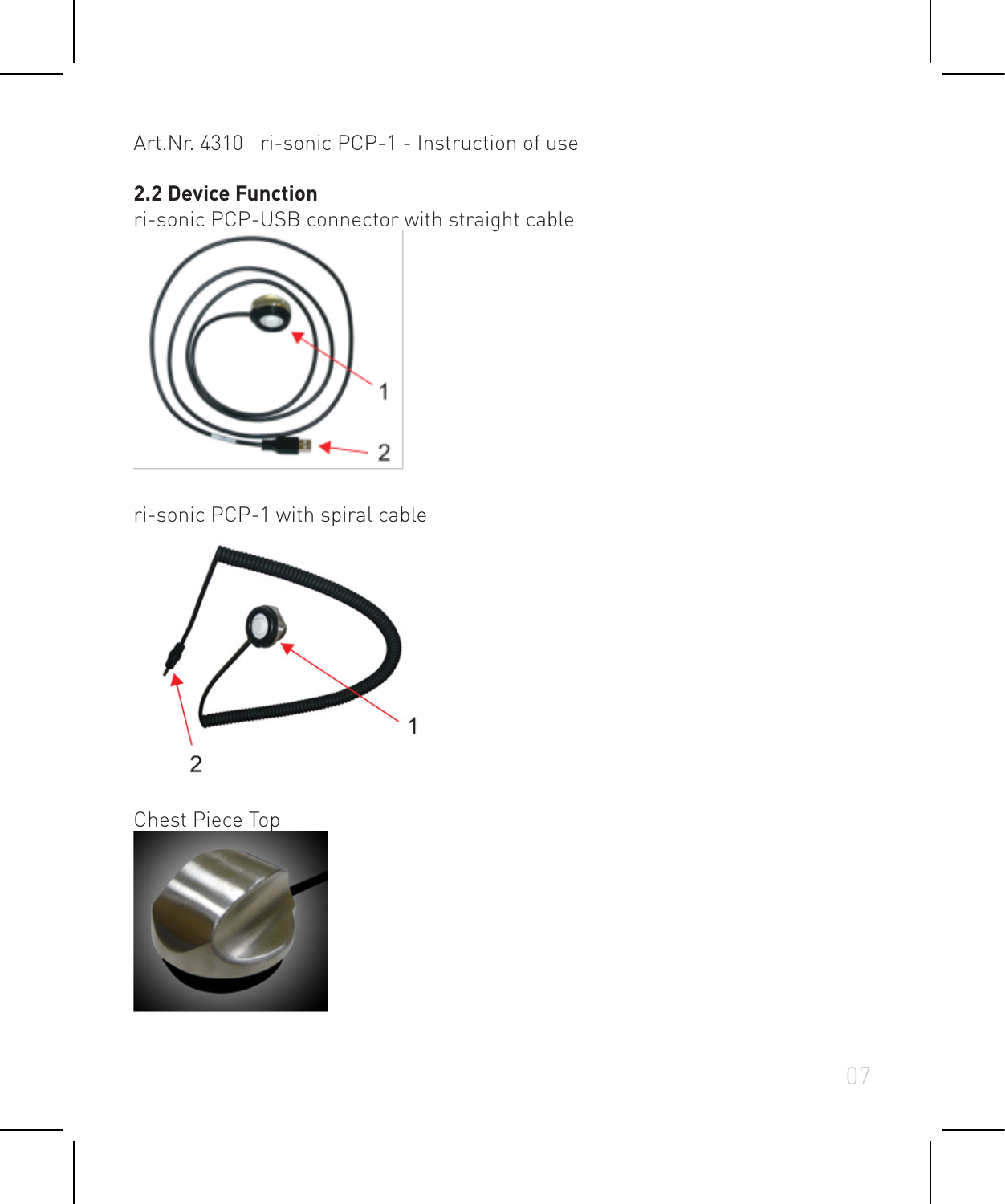## 2.2 Device Function

ri-sonic PCP-USB connector with straight cable

1

2

ri-sonic PCP-1 with spiral cable

1

2

Chest Piece Top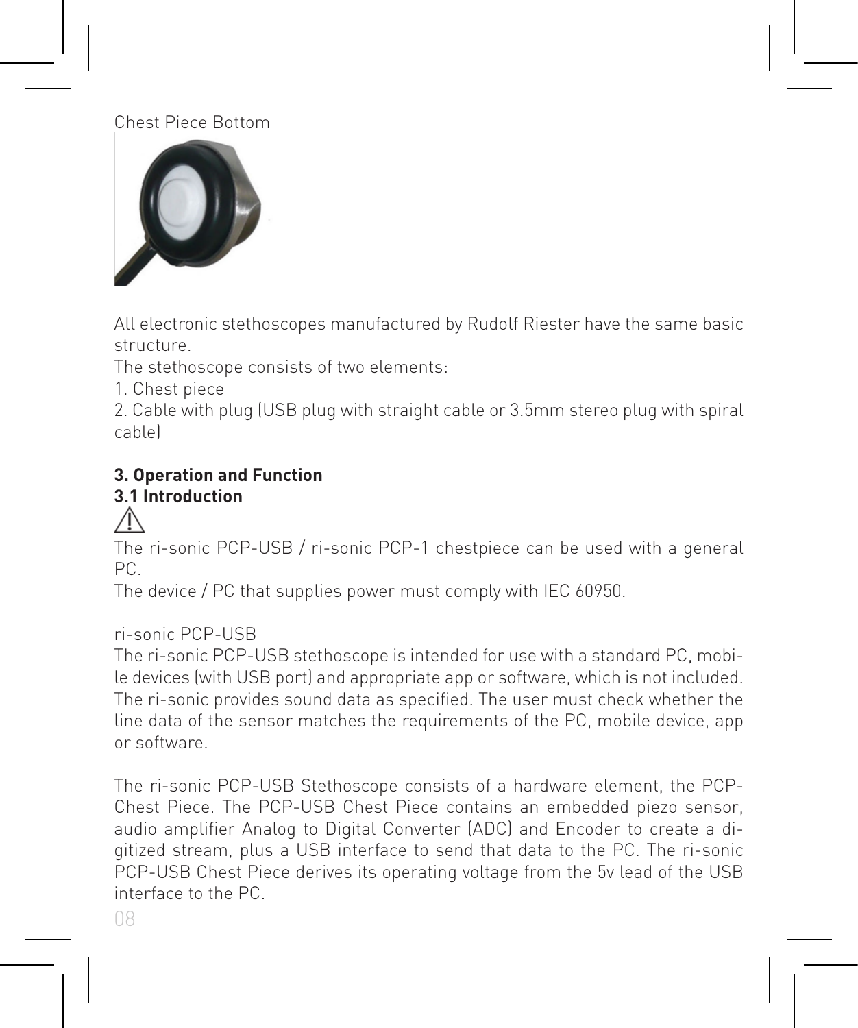Chest Piece Bottom

All electronic stethoscopes manufactured by Rudolf Riester have the same basic structure.
The stethoscope consists of two elements:

1. Chest piece
2. Cable with plug (USB plug with straight cable or 3.5mm stereo plug with spiral cable)

## 3. Operation and Function

### 3.1 Introduction

⚠

The ri-sonic PCP-USB / ri-sonic PCP-1 chestpiece can be used with a general PC.
The device / PC that supplies power must comply with IEC 60950.

ri-sonic PCP-USB
The ri-sonic PCP-USB stethoscope is intended for use with a standard PC, mobile devices (with USB port) and appropriate app or software, which is not included. The ri-sonic provides sound data as specified. The user must check whether the line data of the sensor matches the requirements of the PC, mobile device, app or software.

The ri-sonic PCP-USB Stethoscope consists of a hardware element, the PCP-Chest Piece. The PCP-USB Chest Piece contains an embedded piezo sensor, audio amplifier Analog to Digital Converter (ADC) and Encoder to create a digitized stream, plus a USB interface to send that data to the PC. The ri-sonic PCP-USB Chest Piece derives its operating voltage from the 5v lead of the USB interface to the PC.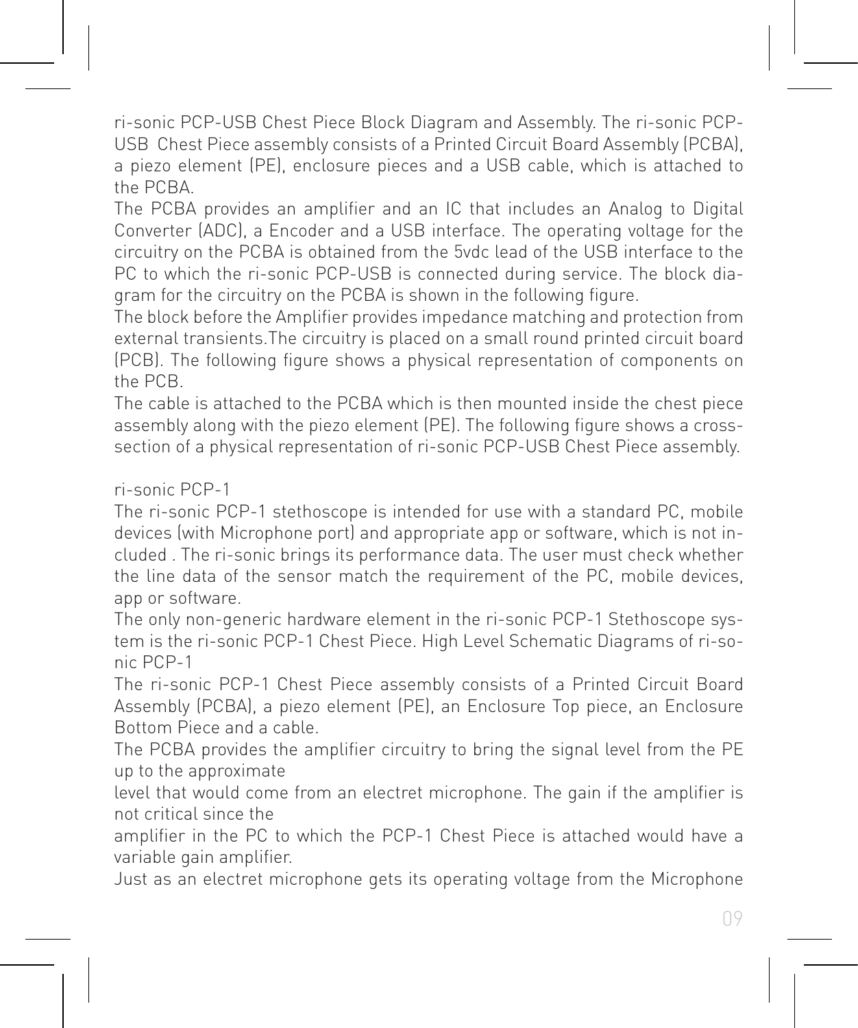ri-sonic PCP-USB Chest Piece Block Diagram and Assembly. The ri-sonic PCP-USB Chest Piece assembly consists of a Printed Circuit Board Assembly (PCBA), a piezo element (PE), enclosure pieces and a USB cable, which is attached to the PCBA.

The PCBA provides an amplifier and an IC that includes an Analog to Digital Converter (ADC), a Encoder and a USB interface. The operating voltage for the circuitry on the PCBA is obtained from the 5vdc lead of the USB interface to the PC to which the ri-sonic PCP-USB is connected during service. The block diagram for the circuitry on the PCBA is shown in the following figure.

The block before the Amplifier provides impedance matching and protection from external transients.The circuitry is placed on a small round printed circuit board (PCB). The following figure shows a physical representation of components on the PCB.

The cable is attached to the PCBA which is then mounted inside the chest piece assembly along with the piezo element (PE). The following figure shows a cross-section of a physical representation of ri-sonic PCP-USB Chest Piece assembly.

## ri-sonic PCP-1

The ri-sonic PCP-1 stethoscope is intended for use with a standard PC, mobile devices (with Microphone port) and appropriate app or software, which is not included . The ri-sonic brings its performance data. The user must check whether the line data of the sensor match the requirement of the PC, mobile devices, app or software.

The only non-generic hardware element in the ri-sonic PCP-1 Stethoscope system is the ri-sonic PCP-1 Chest Piece. High Level Schematic Diagrams of ri-sonic PCP-1

The ri-sonic PCP-1 Chest Piece assembly consists of a Printed Circuit Board Assembly (PCBA), a piezo element (PE), an Enclosure Top piece, an Enclosure Bottom Piece and a cable.

The PCBA provides the amplifier circuitry to bring the signal level from the PE up to the approximate level that would come from an electret microphone. The gain if the amplifier is not critical since the amplifier in the PC to which the PCP-1 Chest Piece is attached would have a variable gain amplifier.

Just as an electret microphone gets its operating voltage from the Microphone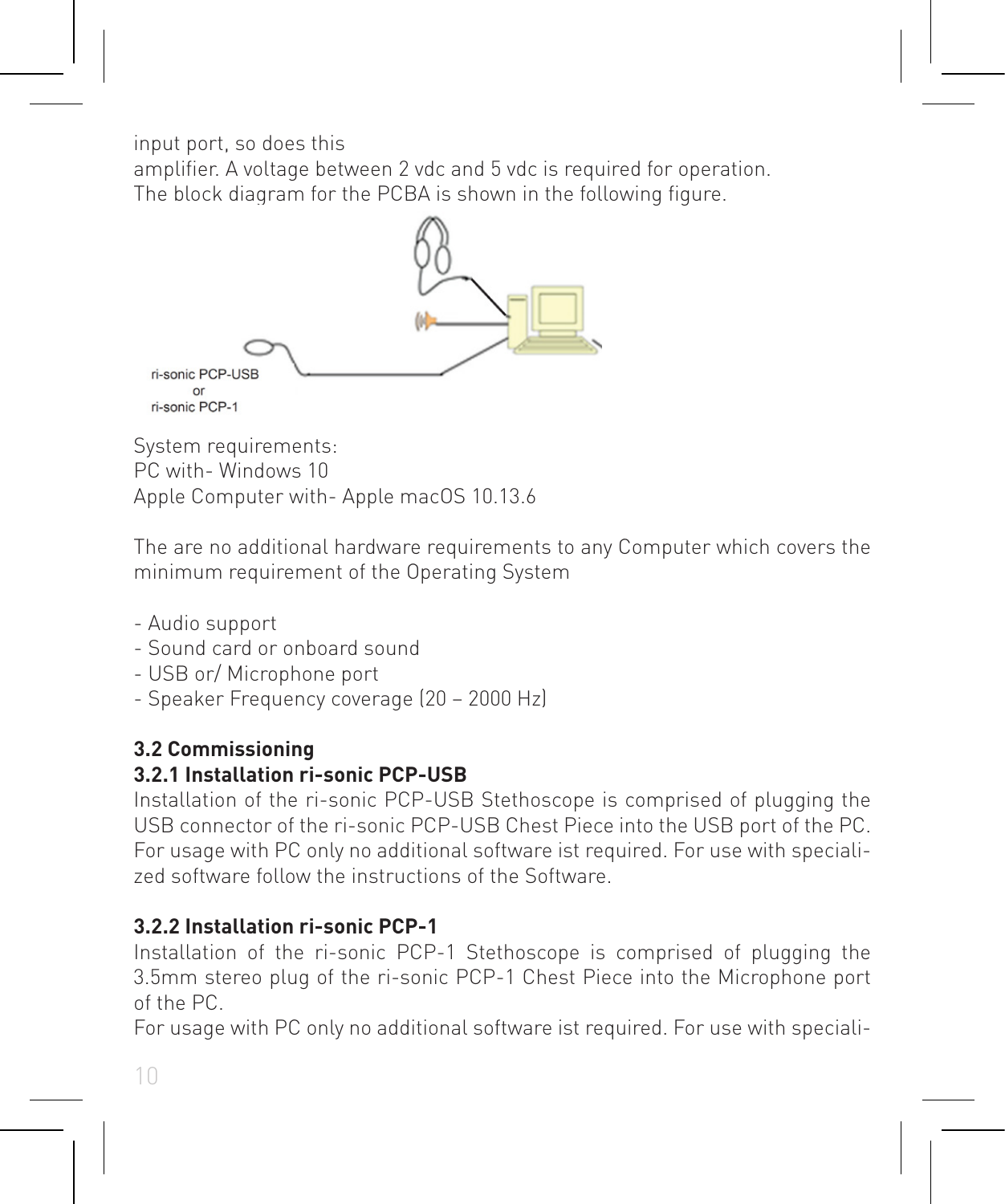input port, so does this
amplifier. A voltage between 2 vdc and 5 vdc is required for operation.
The block diagram for the PCBA is shown in the following figure.

ri-sonic PCP-USB
or
ri-sonic PCP-1

System requirements:
PC with- Windows 10
Apple Computer with- Apple macOS 10.13.6

The are no additional hardware requirements to any Computer which covers the minimum requirement of the Operating System

- Audio support
- Sound card or onboard sound
- USB or/ Microphone port
- Speaker Frequency coverage (20 – 2000 Hz)

### 3.2 Commissioning

#### 3.2.1 Installation ri-sonic PCP-USB

Installation of the ri-sonic PCP-USB Stethoscope is comprised of plugging the USB connector of the ri-sonic PCP-USB Chest Piece into the USB port of the PC. For usage with PC only no additional software ist required. For use with specialized software follow the instructions of the Software.

#### 3.2.2 Installation ri-sonic PCP-1

Installation of the ri-sonic PCP-1 Stethoscope is comprised of plugging the 3.5mm stereo plug of the ri-sonic PCP-1 Chest Piece into the Microphone port of the PC.
For usage with PC only no additional software ist required. For use with speciali-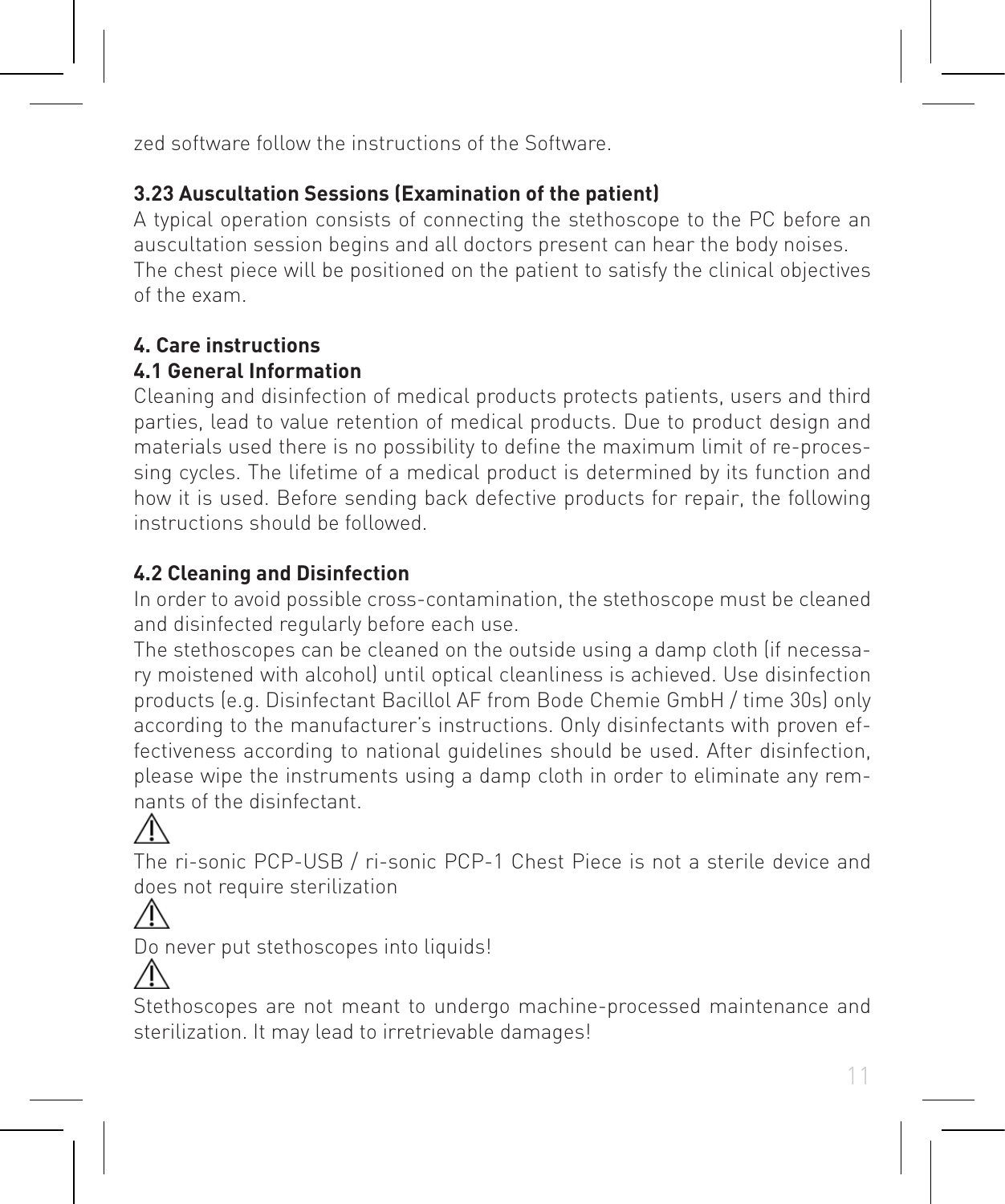zed software follow the instructions of the Software.

### 3.23 Auscultation Sessions (Examination of the patient)

A typical operation consists of connecting the stethoscope to the PC before an auscultation session begins and all doctors present can hear the body noises. The chest piece will be positioned on the patient to satisfy the clinical objectives of the exam.

## 4. Care instructions

### 4.1 General Information

Cleaning and disinfection of medical products protects patients, users and third parties, lead to value retention of medical products. Due to product design and materials used there is no possibility to define the maximum limit of re-processing cycles. The lifetime of a medical product is determined by its function and how it is used. Before sending back defective products for repair, the following instructions should be followed.

### 4.2 Cleaning and Disinfection

In order to avoid possible cross-contamination, the stethoscope must be cleaned and disinfected regularly before each use.
The stethoscopes can be cleaned on the outside using a damp cloth (if necessary moistened with alcohol) until optical cleanliness is achieved. Use disinfection products (e.g. Disinfectant Bacillol AF from Bode Chemie GmbH / time 30s) only according to the manufacturer's instructions. Only disinfectants with proven effectiveness according to national guidelines should be used. After disinfection, please wipe the instruments using a damp cloth in order to eliminate any remnants of the disinfectant.

⚠

The ri-sonic PCP-USB / ri-sonic PCP-1 Chest Piece is not a sterile device and does not require sterilization

⚠

Do never put stethoscopes into liquids!

⚠

Stethoscopes are not meant to undergo machine-processed maintenance and sterilization. It may lead to irretrievable damages!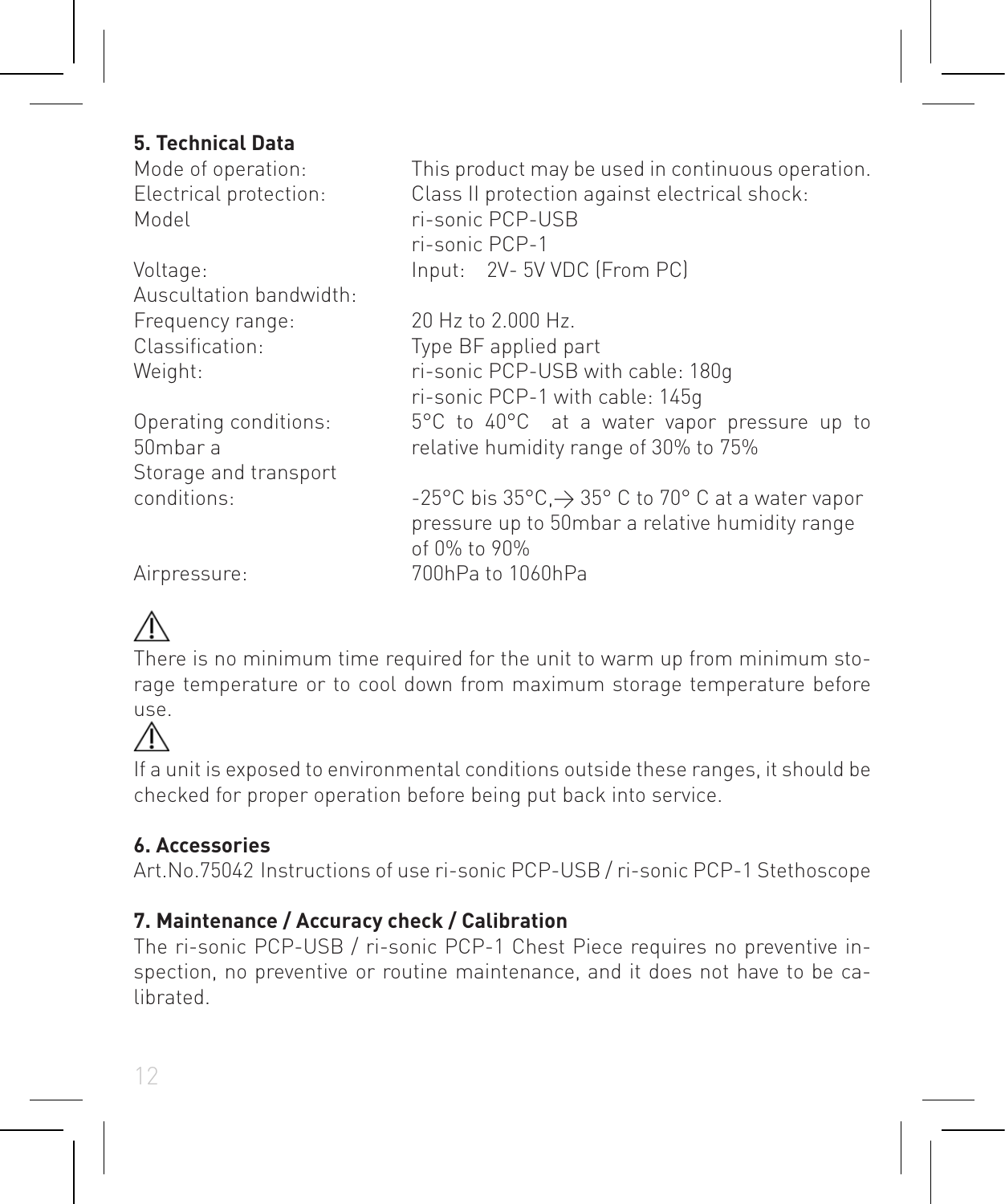## 5. Technical Data

| | |
|---|---|
| Mode of operation: | This product may be used in continuous operation. |
| Electrical protection: | Class II protection against electrical shock: |
| Model | ri-sonic PCP-USB<br>ri-sonic PCP-1 |
| Voltage: | Input: 2V- 5V VDC (From PC) |
| Auscultation bandwidth: | |
| Frequency range: | 20 Hz to 2.000 Hz. |
| Classification: | Type BF applied part |
| Weight: | ri-sonic PCP-USB with cable: 180g<br>ri-sonic PCP-1 with cable: 145g |
| Operating conditions: 50mbar a | 5°C to 40°C at a water vapor pressure up to relative humidity range of 30% to 75% |
| Storage and transport conditions: | -25°C bis 35°C,→ 35° C to 70° C at a water vapor pressure up to 50mbar a relative humidity range of 0% to 90% |
| Airpressure: | 700hPa to 1060hPa |

⚠

There is no minimum time required for the unit to warm up from minimum storage temperature or to cool down from maximum storage temperature before use.

⚠

If a unit is exposed to environmental conditions outside these ranges, it should be checked for proper operation before being put back into service.

## 6. Accessories

Art.No.75042 Instructions of use ri-sonic PCP-USB / ri-sonic PCP-1 Stethoscope

## 7. Maintenance / Accuracy check / Calibration

The ri-sonic PCP-USB / ri-sonic PCP-1 Chest Piece requires no preventive inspection, no preventive or routine maintenance, and it does not have to be calibrated.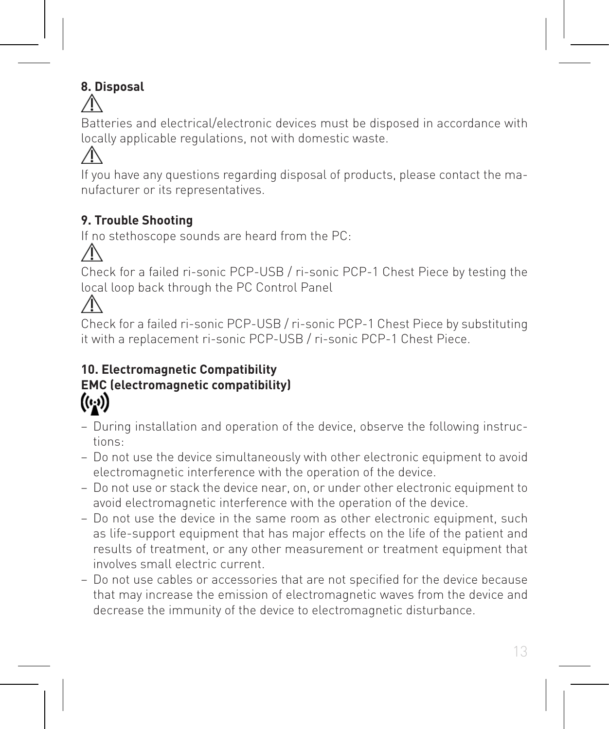## 8. Disposal

⚠

Batteries and electrical/electronic devices must be disposed in accordance with locally applicable regulations, not with domestic waste.

⚠

If you have any questions regarding disposal of products, please contact the manufacturer or its representatives.

## 9. Trouble Shooting

If no stethoscope sounds are heard from the PC:

⚠

Check for a failed ri-sonic PCP-USB / ri-sonic PCP-1 Chest Piece by testing the local loop back through the PC Control Panel

⚠

Check for a failed ri-sonic PCP-USB / ri-sonic PCP-1 Chest Piece by substituting it with a replacement ri-sonic PCP-USB / ri-sonic PCP-1 Chest Piece.

## 10. Electromagnetic Compatibility

**EMC (electromagnetic compatibility)**

- During installation and operation of the device, observe the following instructions:
- Do not use the device simultaneously with other electronic equipment to avoid electromagnetic interference with the operation of the device.
- Do not use or stack the device near, on, or under other electronic equipment to avoid electromagnetic interference with the operation of the device.
- Do not use the device in the same room as other electronic equipment, such as life-support equipment that has major effects on the life of the patient and results of treatment, or any other measurement or treatment equipment that involves small electric current.
- Do not use cables or accessories that are not specified for the device because that may increase the emission of electromagnetic waves from the device and decrease the immunity of the device to electromagnetic disturbance.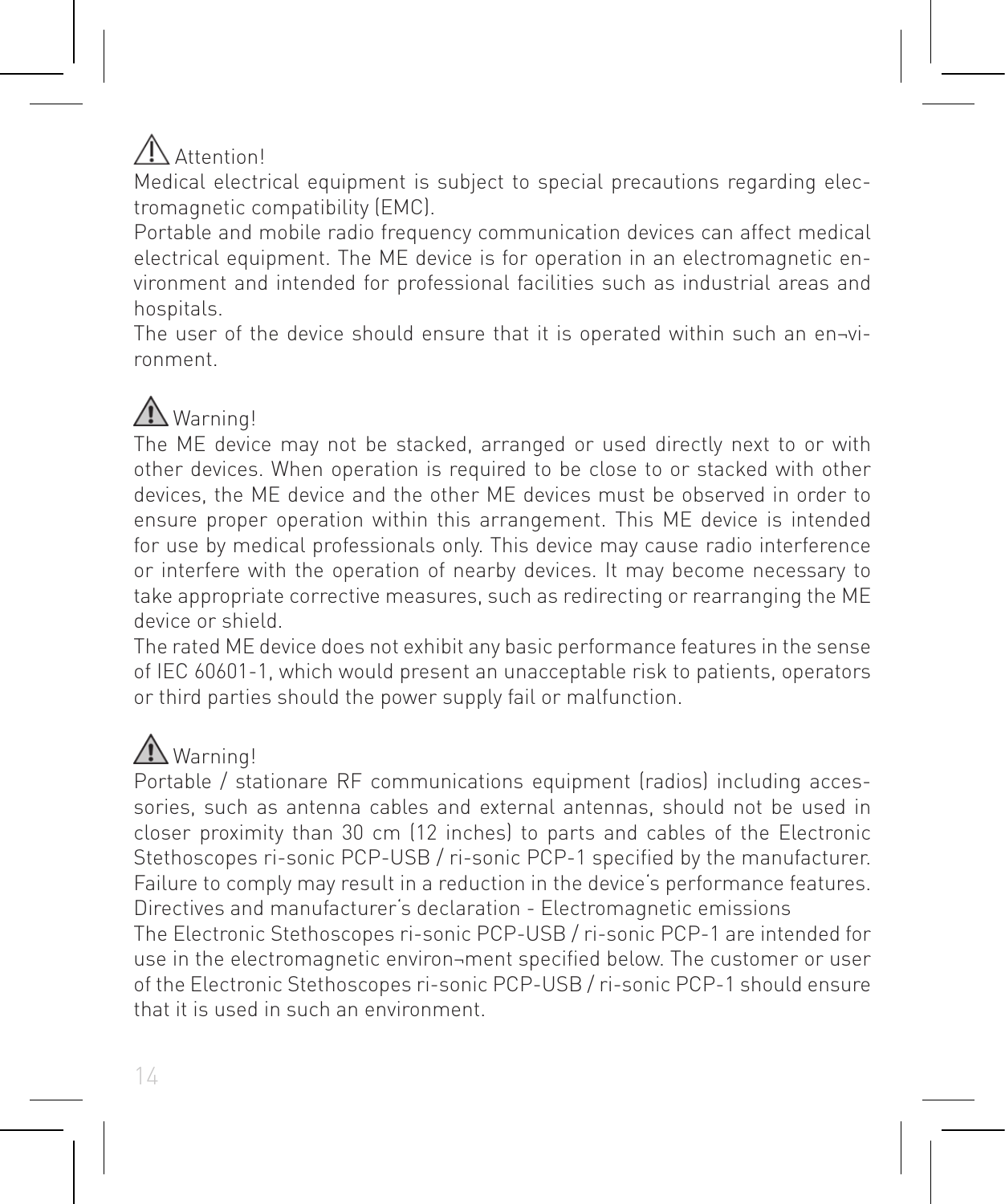⚠ Attention!
Medical electrical equipment is subject to special precautions regarding electromagnetic compatibility (EMC).
Portable and mobile radio frequency communication devices can affect medical electrical equipment. The ME device is for operation in an electromagnetic environment and intended for professional facilities such as industrial areas and hospitals.
The user of the device should ensure that it is operated within such an en¬vironment.

⚠ Warning!
The ME device may not be stacked, arranged or used directly next to or with other devices. When operation is required to be close to or stacked with other devices, the ME device and the other ME devices must be observed in order to ensure proper operation within this arrangement. This ME device is intended for use by medical professionals only. This device may cause radio interference or interfere with the operation of nearby devices. It may become necessary to take appropriate corrective measures, such as redirecting or rearranging the ME device or shield.
The rated ME device does not exhibit any basic performance features in the sense of IEC 60601-1, which would present an unacceptable risk to patients, operators or third parties should the power supply fail or malfunction.

⚠ Warning!
Portable / stationare RF communications equipment (radios) including accessories, such as antenna cables and external antennas, should not be used in closer proximity than 30 cm (12 inches) to parts and cables of the Electronic Stethoscopes ri-sonic PCP-USB / ri-sonic PCP-1 specified by the manufacturer. Failure to comply may result in a reduction in the device's performance features.
Directives and manufacturer's declaration - Electromagnetic emissions
The Electronic Stethoscopes ri-sonic PCP-USB / ri-sonic PCP-1 are intended for use in the electromagnetic environ¬ment specified below. The customer or user of the Electronic Stethoscopes ri-sonic PCP-USB / ri-sonic PCP-1 should ensure that it is used in such an environment.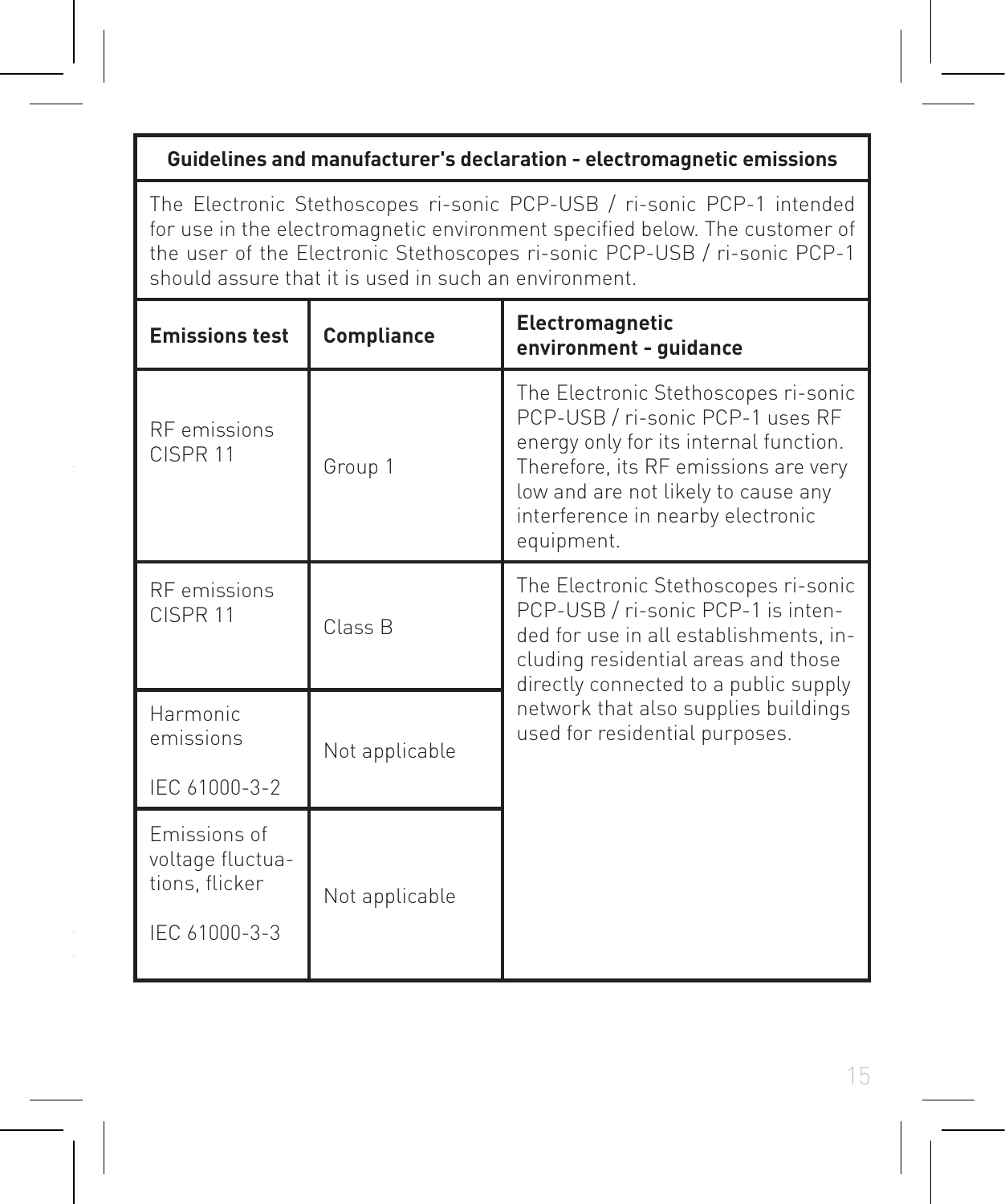**Guidelines and manufacturer's declaration - electromagnetic emissions**

The Electronic Stethoscopes ri-sonic PCP-USB / ri-sonic PCP-1 intended for use in the electromagnetic environment specified below. The customer of the user of the Electronic Stethoscopes ri-sonic PCP-USB / ri-sonic PCP-1 should assure that it is used in such an environment.

| Emissions test | Compliance | Electromagnetic environment - guidance |
| --- | --- | --- |
| RF emissions CISPR 11 | Group 1 | The Electronic Stethoscopes ri-sonic PCP-USB / ri-sonic PCP-1 uses RF energy only for its internal function. Therefore, its RF emissions are very low and are not likely to cause any interference in nearby electronic equipment. |
| RF emissions CISPR 11 | Class B | The Electronic Stethoscopes ri-sonic PCP-USB / ri-sonic PCP-1 is intended for use in all establishments, including residential areas and those directly connected to a public supply network that also supplies buildings used for residential purposes. |
| Harmonic emissions IEC 61000-3-2 | Not applicable | |
| Emissions of voltage fluctuations, flicker IEC 61000-3-3 | Not applicable | |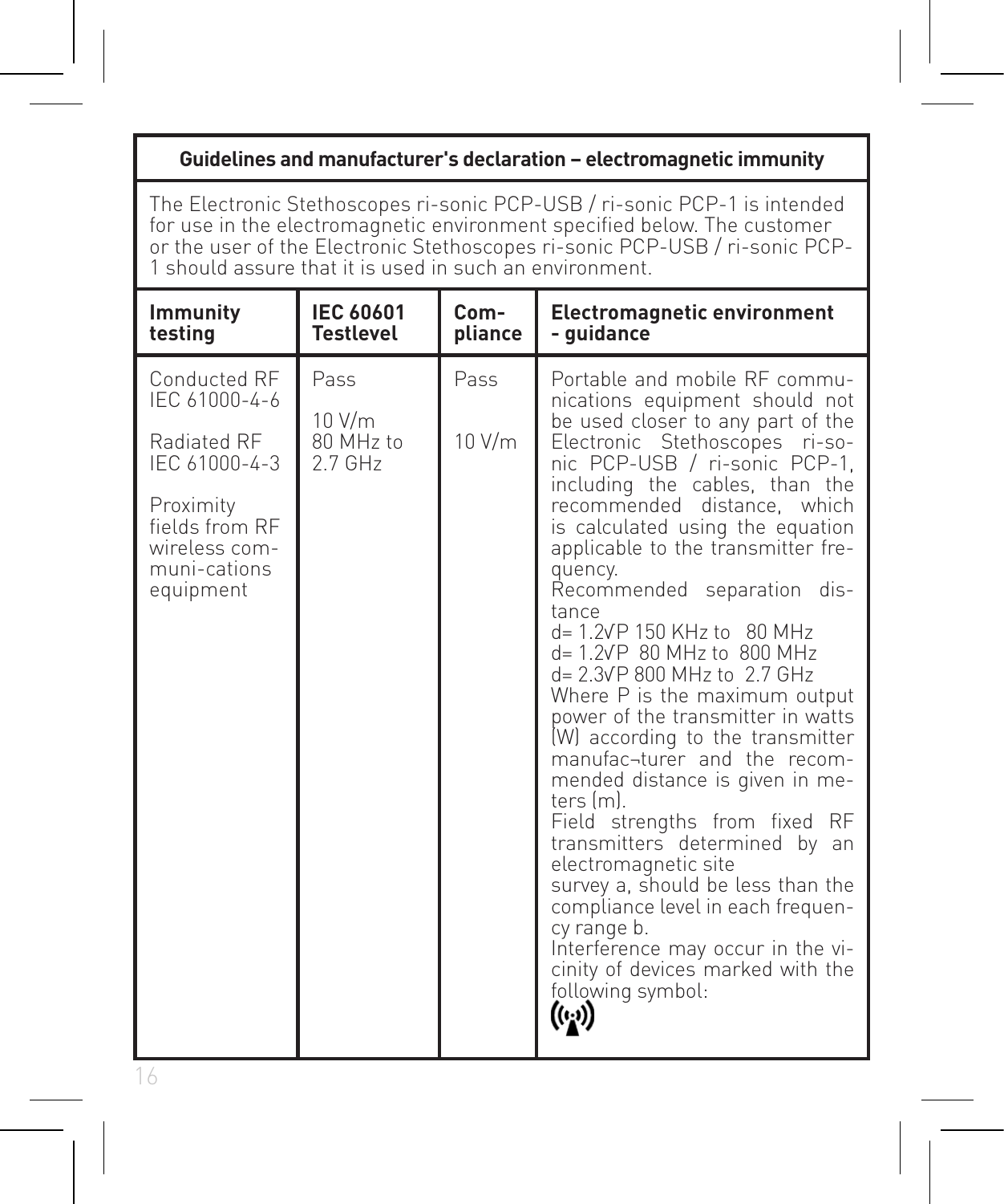| Guidelines and manufacturer's declaration – electromagnetic immunity | | | |
|---|---|---|---|
| The Electronic Stethoscopes ri-sonic PCP-USB / ri-sonic PCP-1 is intended for use in the electromagnetic environment specified below. The customer or the user of the Electronic Stethoscopes ri-sonic PCP-USB / ri-sonic PCP-1 should assure that it is used in such an environment. | | | |
| **Immunity testing** | **IEC 60601 Testlevel** | **Com-pliance** | **Electromagnetic environment - guidance** |
| Conducted RF IEC 61000-4-6<br><br>Radiated RF IEC 61000-4-3<br><br>Proximity fields from RF wireless com-muni-cations equipment | Pass<br><br>10 V/m 80 MHz to 2.7 GHz | Pass<br><br>10 V/m | Portable and mobile RF communications equipment should not be used closer to any part of the Electronic Stethoscopes ri-sonic PCP-USB / ri-sonic PCP-1, including the cables, than the recommended distance, which is calculated using the equation applicable to the transmitter frequency.<br>Recommended separation distance<br>$d = 1.2\sqrt{P}$ 150 KHz to 80 MHz<br>$d = 1.2\sqrt{P}$ 80 MHz to 800 MHz<br>$d = 2.3\sqrt{P}$ 800 MHz to 2.7 GHz<br>Where P is the maximum output power of the transmitter in watts (W) according to the transmitter manufac¬turer and the recommended distance is given in meters (m).<br>Field strengths from fixed RF transmitters determined by an electromagnetic site survey a, should be less than the compliance level in each frequency range b.<br>Interference may occur in the vicinity of devices marked with the following symbol: |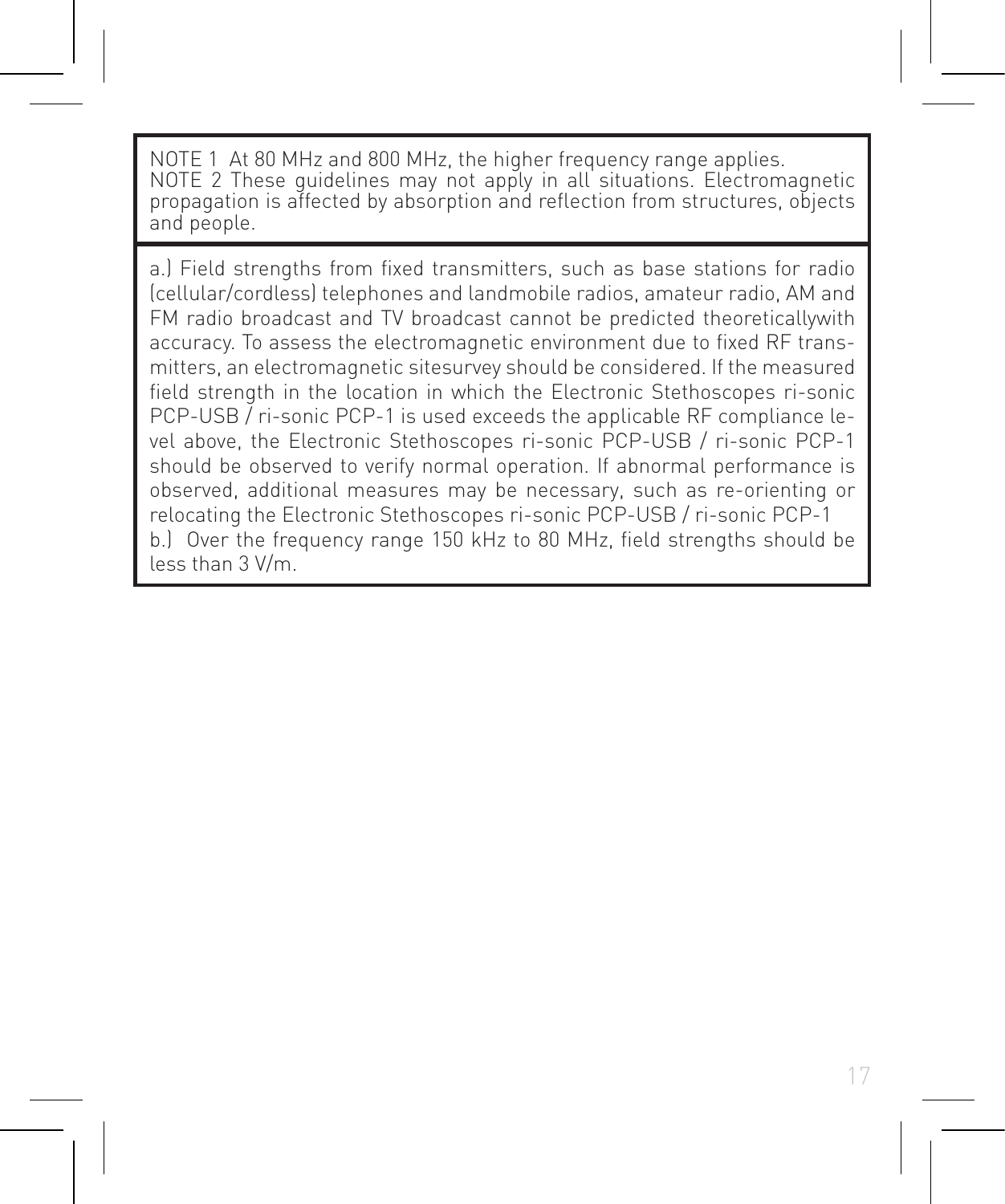NOTE 1 At 80 MHz and 800 MHz, the higher frequency range applies.
NOTE 2 These guidelines may not apply in all situations. Electromagnetic propagation is affected by absorption and reflection from structures, objects and people.

a.) Field strengths from fixed transmitters, such as base stations for radio (cellular/cordless) telephones and landmobile radios, amateur radio, AM and FM radio broadcast and TV broadcast cannot be predicted theoreticallywith accuracy. To assess the electromagnetic environment due to fixed RF transmitters, an electromagnetic sitesurvey should be considered. If the measured field strength in the location in which the Electronic Stethoscopes ri-sonic PCP-USB / ri-sonic PCP-1 is used exceeds the applicable RF compliance level above, the Electronic Stethoscopes ri-sonic PCP-USB / ri-sonic PCP-1 should be observed to verify normal operation. If abnormal performance is observed, additional measures may be necessary, such as re-orienting or relocating the Electronic Stethoscopes ri-sonic PCP-USB / ri-sonic PCP-1
b.) Over the frequency range 150 kHz to 80 MHz, field strengths should be less than 3 V/m.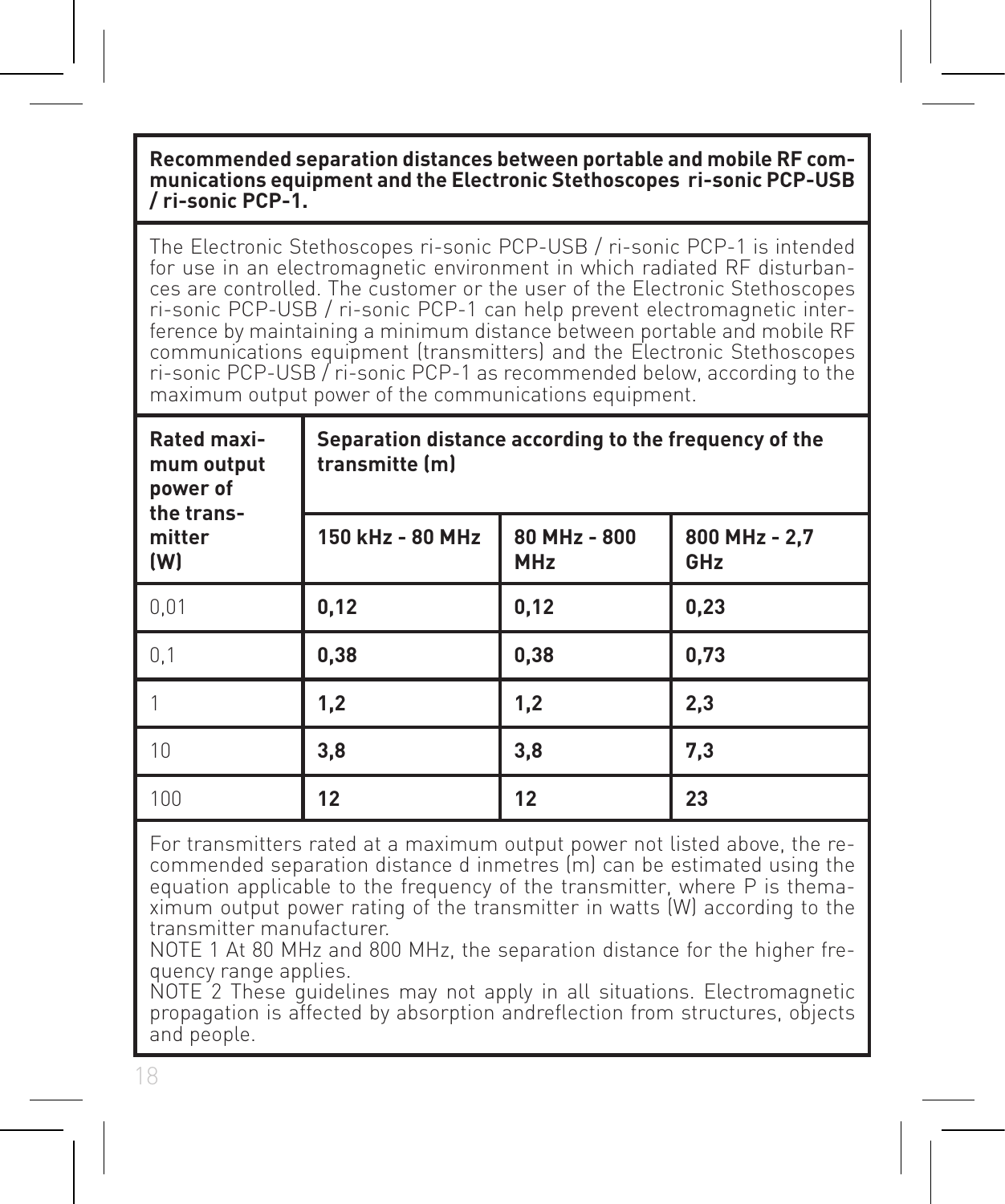**Recommended separation distances between portable and mobile RF communications equipment and the Electronic Stethoscopes ri-sonic PCP-USB / ri-sonic PCP-1.**

The Electronic Stethoscopes ri-sonic PCP-USB / ri-sonic PCP-1 is intended for use in an electromagnetic environment in which radiated RF disturbances are controlled. The customer or the user of the Electronic Stethoscopes ri-sonic PCP-USB / ri-sonic PCP-1 can help prevent electromagnetic interference by maintaining a minimum distance between portable and mobile RF communications equipment (transmitters) and the Electronic Stethoscopes ri-sonic PCP-USB / ri-sonic PCP-1 as recommended below, according to the maximum output power of the communications equipment.

| **Rated maximum output power of the transmitter (W)** | **Separation distance according to the frequency of the transmitte (m)** | | |
|---|---|---|---|
| | **150 kHz - 80 MHz** | **80 MHz - 800 MHz** | **800 MHz - 2,7 GHz** |
| 0,01 | **0,12** | **0,12** | **0,23** |
| 0,1 | **0,38** | **0,38** | **0,73** |
| 1 | **1,2** | **1,2** | **2,3** |
| 10 | **3,8** | **3,8** | **7,3** |
| 100 | **12** | **12** | **23** |

For transmitters rated at a maximum output power not listed above, the recommended separation distance d inmetres (m) can be estimated using the equation applicable to the frequency of the transmitter, where P is themaximum output power rating of the transmitter in watts (W) according to the transmitter manufacturer.
NOTE 1 At 80 MHz and 800 MHz, the separation distance for the higher frequency range applies.
NOTE 2 These guidelines may not apply in all situations. Electromagnetic propagation is affected by absorption andreflection from structures, objects and people.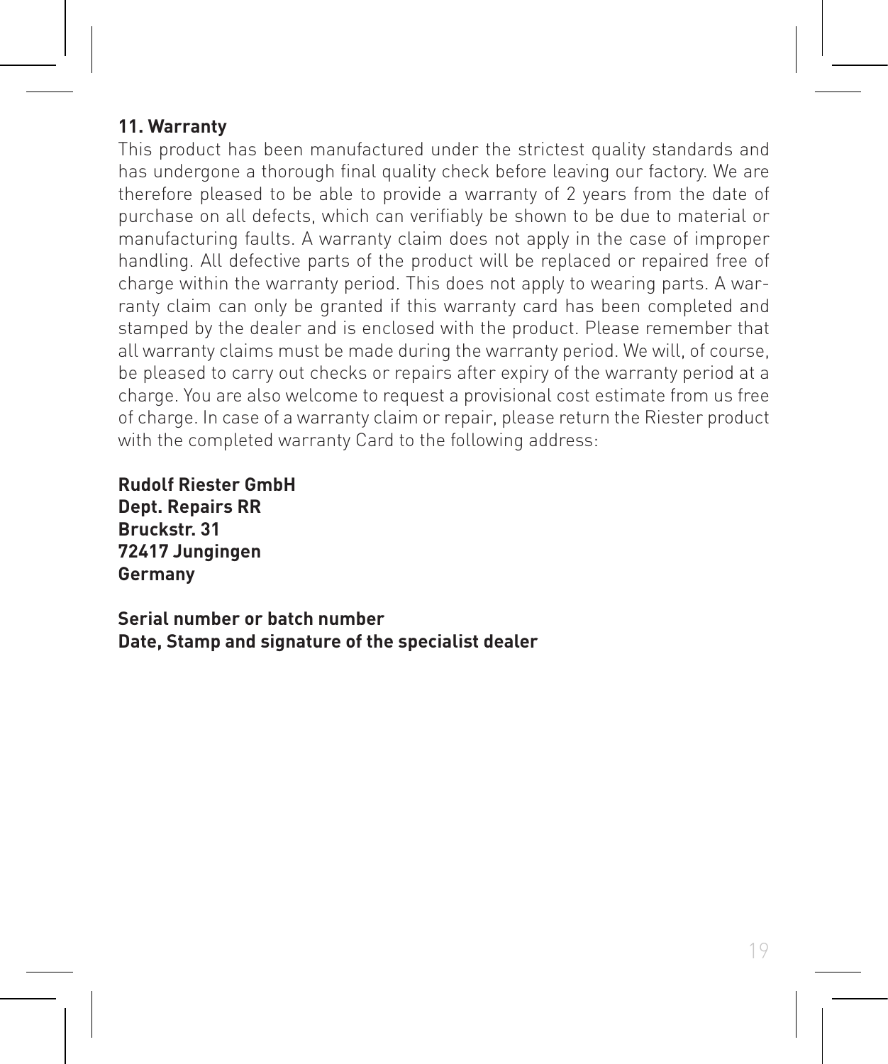## 11. Warranty

This product has been manufactured under the strictest quality standards and has undergone a thorough final quality check before leaving our factory. We are therefore pleased to be able to provide a warranty of 2 years from the date of purchase on all defects, which can verifiably be shown to be due to material or manufacturing faults. A warranty claim does not apply in the case of improper handling. All defective parts of the product will be replaced or repaired free of charge within the warranty period. This does not apply to wearing parts. A warranty claim can only be granted if this warranty card has been completed and stamped by the dealer and is enclosed with the product. Please remember that all warranty claims must be made during the warranty period. We will, of course, be pleased to carry out checks or repairs after expiry of the warranty period at a charge. You are also welcome to request a provisional cost estimate from us free of charge. In case of a warranty claim or repair, please return the Riester product with the completed warranty Card to the following address:

**Rudolf Riester GmbH**
**Dept. Repairs RR**
**Bruckstr. 31**
**72417 Jungingen**
**Germany**

**Serial number or batch number**
**Date, Stamp and signature of the specialist dealer**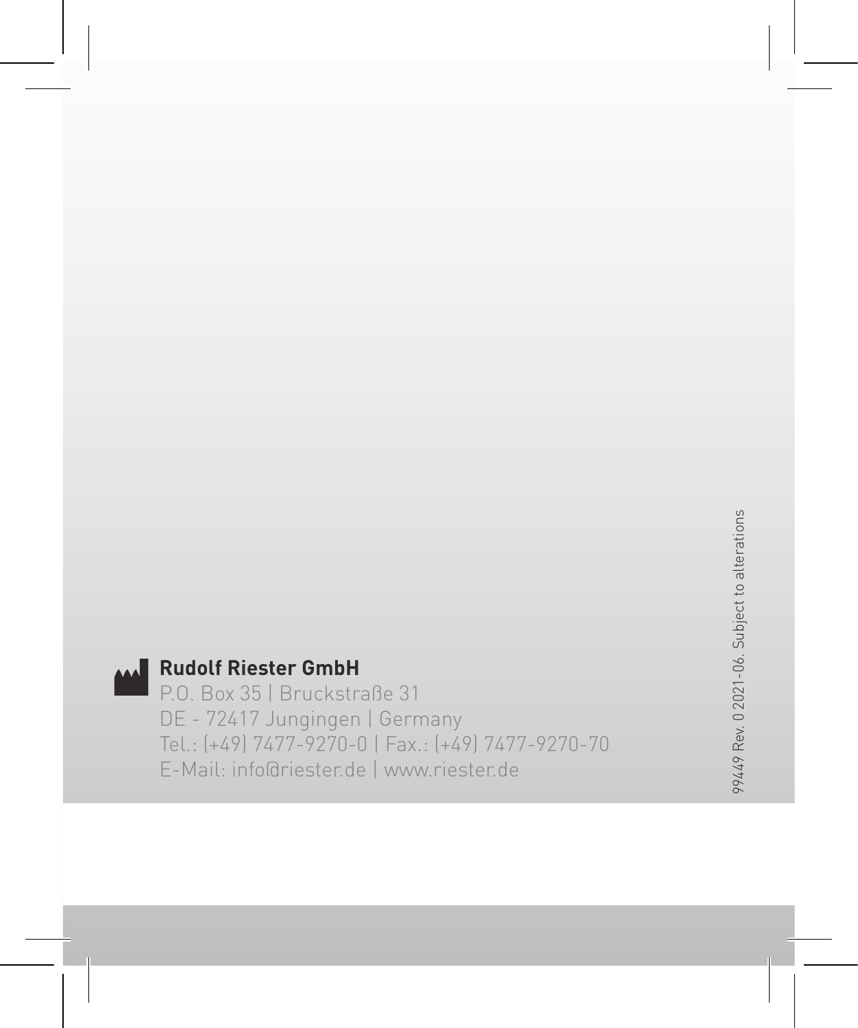**Rudolf Riester GmbH**
P.O. Box 35 | Bruckstraße 31
DE - 72417 Jungingen | Germany
Tel.: (+49) 7477-9270-0 | Fax.: (+49) 7477-9270-70
E-Mail: info@riester.de | www.riester.de

99449 Rev. 0 2021-06. Subject to alterations